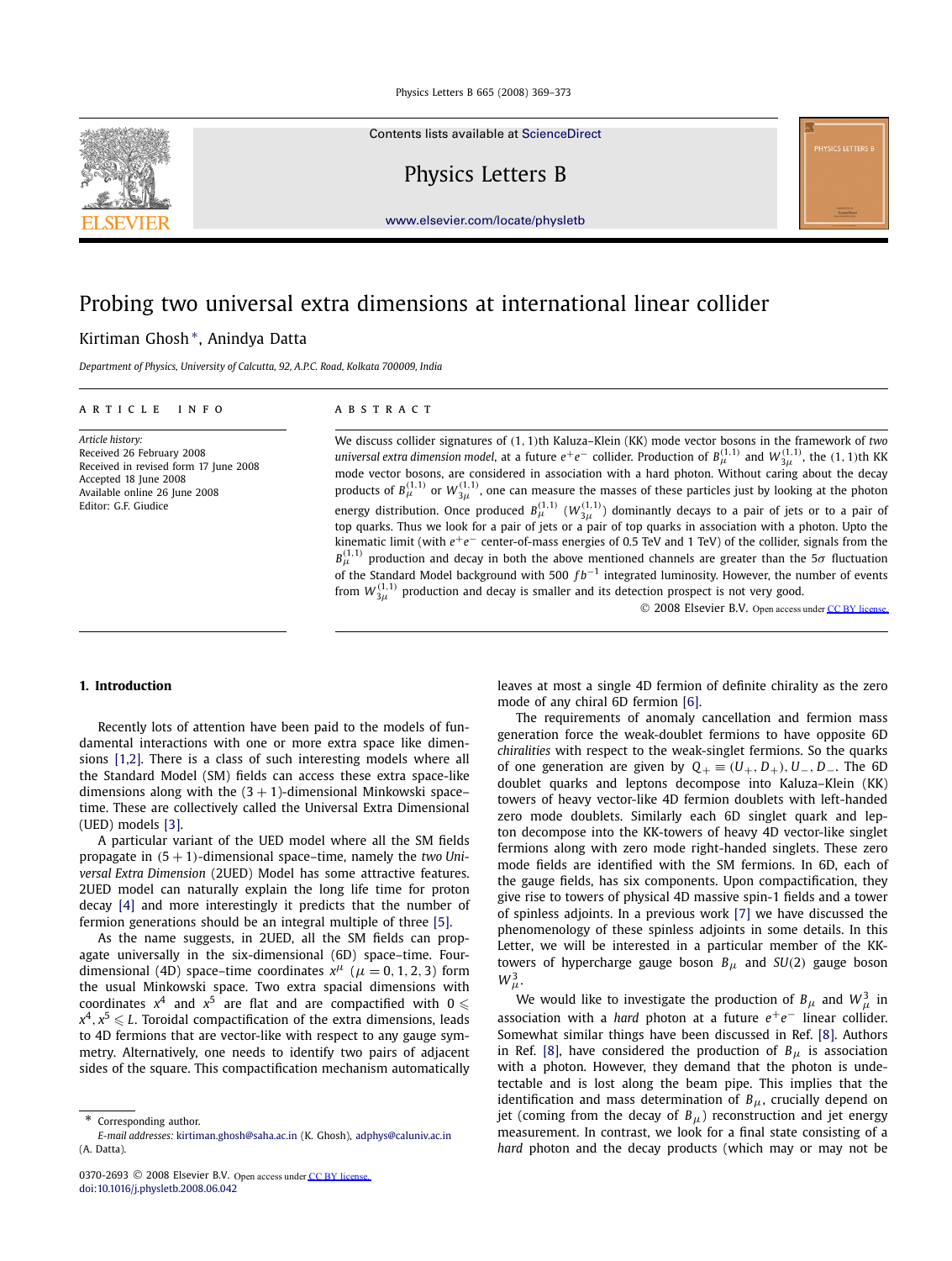# Probing two universal extra dimensions at international linear collider

Kirtiman Ghosh *, Anindya Datta

*Department of Physics, University of Calcutta, 92, A.P.C. Road, Kolkata 700009, India*

**ARTICLE INFO**

*Article history:*
Received 26 February 2008
Received in revised form 17 June 2008
Accepted 18 June 2008
Available online 26 June 2008
Editor: G.F. Giudice

**ABSTRACT**

We discuss collider signatures of (1, 1)th Kaluza–Klein (KK) mode vector bosons in the framework of *two universal extra dimension model*, at a future $e^+e^-$ collider. Production of $B_\mu^{(1,1)}$ and $W_{3\mu}^{(1,1)}$, the (1, 1)th KK mode vector bosons, are considered in association with a hard photon. Without caring about the decay products of $B_\mu^{(1,1)}$ or $W_{3\mu}^{(1,1)}$, one can measure the masses of these particles just by looking at the photon energy distribution. Once produced $B_\mu^{(1,1)}$ ($W_{3\mu}^{(1,1)}$) dominantly decays to a pair of jets or to a pair of top quarks. Thus we look for a pair of jets or a pair of top quarks in association with a photon. Upto the kinematic limit (with $e^+e^-$ center-of-mass energies of 0.5 TeV and 1 TeV) of the collider, signals from the $B_\mu^{(1,1)}$ production and decay in both the above mentioned channels are greater than the 5$\sigma$ fluctuation of the Standard Model background with 500 $fb^{-1}$ integrated luminosity. However, the number of events from $W_{3\mu}^{(1,1)}$ production and decay is smaller and its detection prospect is not very good.

© 2008 Elsevier B.V. Open access under CC BY license.

## 1. Introduction

Recently lots of attention have been paid to the models of fundamental interactions with one or more extra space like dimensions [1,2]. There is a class of such interesting models where all the Standard Model (SM) fields can access these extra space-like dimensions along with the (3 + 1)-dimensional Minkowski space–time. These are collectively called the Universal Extra Dimensional (UED) models [3].

A particular variant of the UED model where all the SM fields propagate in (5 + 1)-dimensional space–time, namely the *two Universal Extra Dimension* (2UED) Model has some attractive features. 2UED model can naturally explain the long life time for proton decay [4] and more interestingly it predicts that the number of fermion generations should be an integral multiple of three [5].

As the name suggests, in 2UED, all the SM fields can propagate universally in the six-dimensional (6D) space–time. Four-dimensional (4D) space–time coordinates $x^\mu$ ($\mu = 0, 1, 2, 3$) form the usual Minkowski space. Two extra spacial dimensions with coordinates $x^4$ and $x^5$ are flat and are compactified with $0 \leqslant x^4, x^5 \leqslant L$. Toroidal compactification of the extra dimensions, leads to 4D fermions that are vector-like with respect to any gauge symmetry. Alternatively, one needs to identify two pairs of adjacent sides of the square. This compactification mechanism automatically leaves at most a single 4D fermion of definite chirality as the zero mode of any chiral 6D fermion [6].

The requirements of anomaly cancellation and fermion mass generation force the weak-doublet fermions to have opposite 6D *chiralities* with respect to the weak-singlet fermions. So the quarks of one generation are given by $Q_+ \equiv (U_+, D_+), U_-, D_-$. The 6D doublet quarks and leptons decompose into Kaluza–Klein (KK) towers of heavy vector-like 4D fermion doublets with left-handed zero mode doublets. Similarly each 6D singlet quark and lepton decompose into the KK-towers of heavy 4D vector-like singlet fermions along with zero mode right-handed singlets. These zero mode fields are identified with the SM fermions. In 6D, each of the gauge fields, has six components. Upon compactification, they give rise to towers of physical 4D massive spin-1 fields and a tower of spinless adjoints. In a previous work [7] we have discussed the phenomenology of these spinless adjoints in some details. In this Letter, we will be interested in a particular member of the KK-towers of hypercharge gauge boson $B_\mu$ and $SU(2)$ gauge boson $W_\mu^3$.

We would like to investigate the production of $B_\mu$ and $W_\mu^3$ in association with a *hard* photon at a future $e^+e^-$ linear collider. Somewhat similar things have been discussed in Ref. [8]. Authors in Ref. [8], have considered the production of $B_\mu$ is association with a photon. However, they demand that the photon is undetectable and is lost along the beam pipe. This implies that the identification and mass determination of $B_\mu$, crucially depend on jet (coming from the decay of $B_\mu$) reconstruction and jet energy measurement. In contrast, we look for a final state consisting of a *hard* photon and the decay products (which may or may not be

* Corresponding author.
*E-mail addresses:* kirtiman.ghosh@saha.ac.in (K. Ghosh), adphys@caluniv.ac.in (A. Datta).

0370-2693 © 2008 Elsevier B.V. Open access under CC BY license.
doi:10.1016/j.physletb.2008.06.042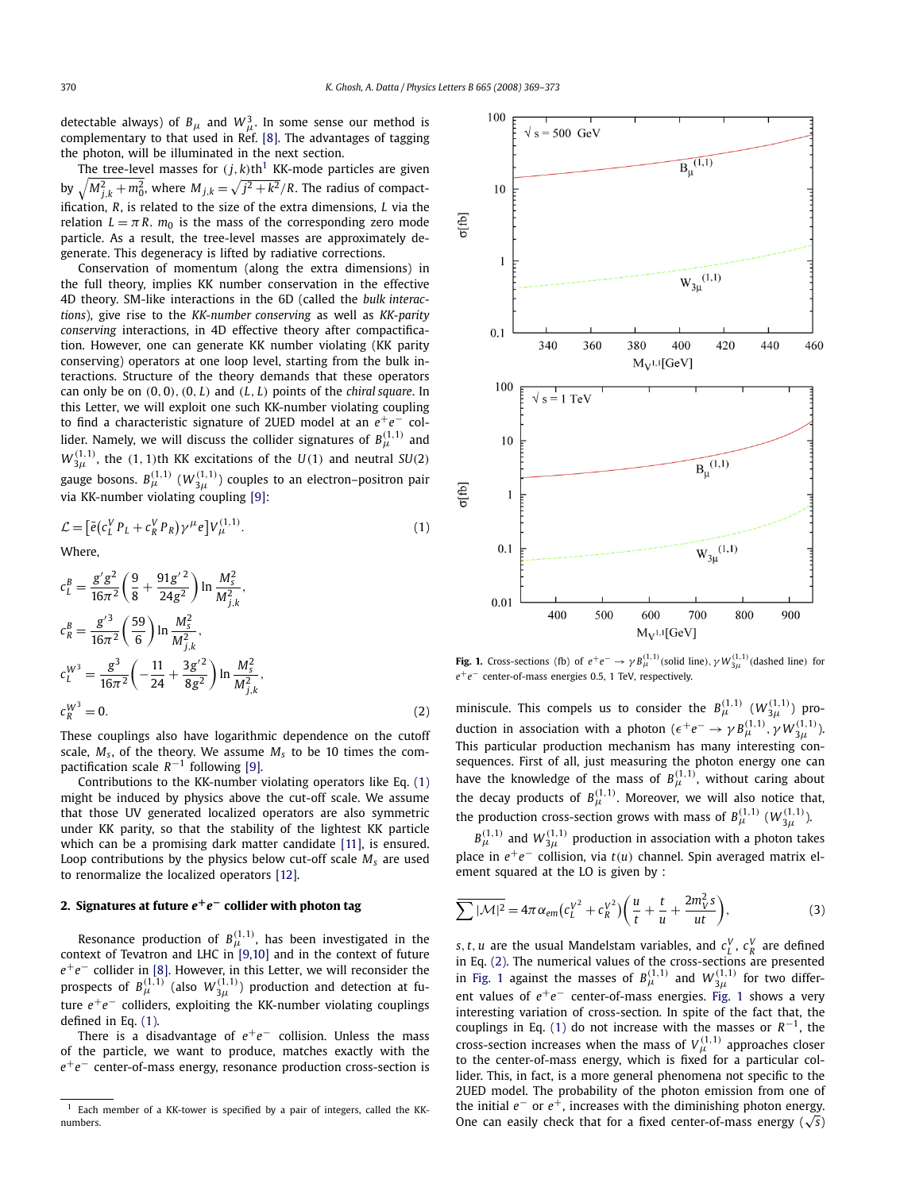detectable always) of $B_\mu$ and $W^3_\mu$. In some sense our method is complementary to that used in Ref. [8]. The advantages of tagging the photon, will be illuminated in the next section.

The tree-level masses for $(j,k)$th[1] KK-mode particles are given by $\sqrt{M_{j,k}^2 + m_0^2}$, where $M_{j,k} = \sqrt{j^2+k^2}/R$. The radius of compactification, $R$, is related to the size of the extra dimensions, $L$ via the relation $L = \pi R$. $m_0$ is the mass of the corresponding zero mode particle. As a result, the tree-level masses are approximately degenerate. This degeneracy is lifted by radiative corrections.

Conservation of momentum (along the extra dimensions) in the full theory, implies KK number conservation in the effective 4D theory. SM-like interactions in the 6D (called the *bulk interactions*), give rise to the *KK-number conserving* as well as *KK-parity conserving* interactions, in 4D effective theory after compactification. However, one can generate KK number violating (KK parity conserving) operators at one loop level, starting from the bulk interactions. Structure of the theory demands that these operators can only be on $(0,0)$, $(0,L)$ and $(L,L)$ points of the *chiral square*. In this Letter, we will exploit one such KK-number violating coupling to find a characteristic signature of 2UED model at an $e^+e^-$ collider. Namely, we will discuss the collider signatures of $B_\mu^{(1,1)}$ and $W_{3\mu}^{(1,1)}$, the $(1,1)$th KK excitations of the $U(1)$ and neutral $SU(2)$ gauge bosons. $B_\mu^{(1,1)}$ ($W_{3\mu}^{(1,1)}$) couples to an electron–positron pair via KK-number violating coupling [9]:

$$\mathcal{L} = \left[\bar{e}\left(c_L^V P_L + c_R^V P_R\right)\gamma^\mu e\right] V_\mu^{(1,1)}. \tag{1}$$

Where,

$$\begin{aligned}
c_L^B &= \frac{g' g^2}{16\pi^2}\left(\frac{9}{8} + \frac{91 g'^2}{24 g^2}\right)\ln\frac{M_s^2}{M_{j,k}^2},\\
c_R^B &= \frac{g'^3}{16\pi^2}\left(\frac{59}{6}\right)\ln\frac{M_s^2}{M_{j,k}^2},\\
c_L^{W^3} &= \frac{g^3}{16\pi^2}\left(-\frac{11}{24} + \frac{3g'^2}{8g^2}\right)\ln\frac{M_s^2}{M_{j,k}^2},\\
c_R^{W^3} &= 0.
\end{aligned} \tag{2}$$

These couplings also have logarithmic dependence on the cutoff scale, $M_s$, of the theory. We assume $M_s$ to be 10 times the compactification scale $R^{-1}$ following [9].

Contributions to the KK-number violating operators like Eq. (1) might be induced by physics above the cut-off scale. We assume that those UV generated localized operators are also symmetric under KK parity, so that the stability of the lightest KK particle which can be a promising dark matter candidate [11], is ensured. Loop contributions by the physics below cut-off scale $M_s$ are used to renormalize the localized operators [12].

## 2. Signatures at future $e^+e^-$ collider with photon tag

Resonance production of $B_\mu^{(1,1)}$, has been investigated in the context of Tevatron and LHC in [9,10] and in the context of future $e^+e^-$ collider in [8]. However, in this Letter, we will reconsider the prospects of $B_\mu^{(1,1)}$ (also $W_{3\mu}^{(1,1)}$) production and detection at future $e^+e^-$ colliders, exploiting the KK-number violating couplings defined in Eq. (1).

There is a disadvantage of $e^+e^-$ collision. Unless the mass of the particle, we want to produce, matches exactly with the $e^+e^-$ center-of-mass energy, resonance production cross-section is miniscule. This compels us to consider the $B_\mu^{(1,1)}$ ($W_{3\mu}^{(1,1)}$) production in association with a photon ($e^+e^- \to \gamma B_\mu^{(1,1)}, \gamma W_{3\mu}^{(1,1)}$). This particular production mechanism has many interesting consequences. First of all, just measuring the photon energy one can have the knowledge of the mass of $B_\mu^{(1,1)}$, without caring about the decay products of $B_\mu^{(1,1)}$. Moreover, we will also notice that, the production cross-section grows with mass of $B_\mu^{(1,1)}$ ($W_{3\mu}^{(1,1)}$).

$B_\mu^{(1,1)}$ and $W_{3\mu}^{(1,1)}$ production in association with a photon takes place in $e^+e^-$ collision, via $t(u)$ channel. Spin averaged matrix element squared at the LO is given by :

$$\overline{\sum}|\mathcal{M}|^2 = 4\pi\alpha_{em}\left(c_L^{V^2} + c_R^{V^2}\right)\left(\frac{u}{t} + \frac{t}{u} + \frac{2m_V^2 s}{ut}\right), \tag{3}$$

$s,t,u$ are the usual Mandelstam variables, and $c_L^V$, $c_R^V$ are defined in Eq. (2). The numerical values of the cross-sections are presented in Fig. 1 against the masses of $B_\mu^{(1,1)}$ and $W_{3\mu}^{(1,1)}$ for two different values of $e^+e^-$ center-of-mass energies. Fig. 1 shows a very interesting variation of cross-section. In spite of the fact that, the couplings in Eq. (1) do not increase with the $R^{-1}$, the cross-section increases when the mass of $V_\mu^{(1,1)}$ approaches closer to the center-of-mass energy, which is fixed for a particular collider. This, in fact, is a more general phenomena not specific to the 2UED model. The probability of the photon emission from one of the initial $e^-$ or $e^+$, increases with the diminishing photon energy. One can easily check that for a fixed center-of-mass energy ($\sqrt{s}$)

**Fig. 1.** Cross-sections (fb) of $e^+e^- \to \gamma B_\mu^{(1,1)}$ (solid line), $\gamma W_{3\mu}^{(1,1)}$ (dashed line) for $e^+e^-$ center-of-mass energies 0.5, 1 TeV, respectively.

[1] Each member of a KK-tower is specified by a pair of integers, called the KK-numbers.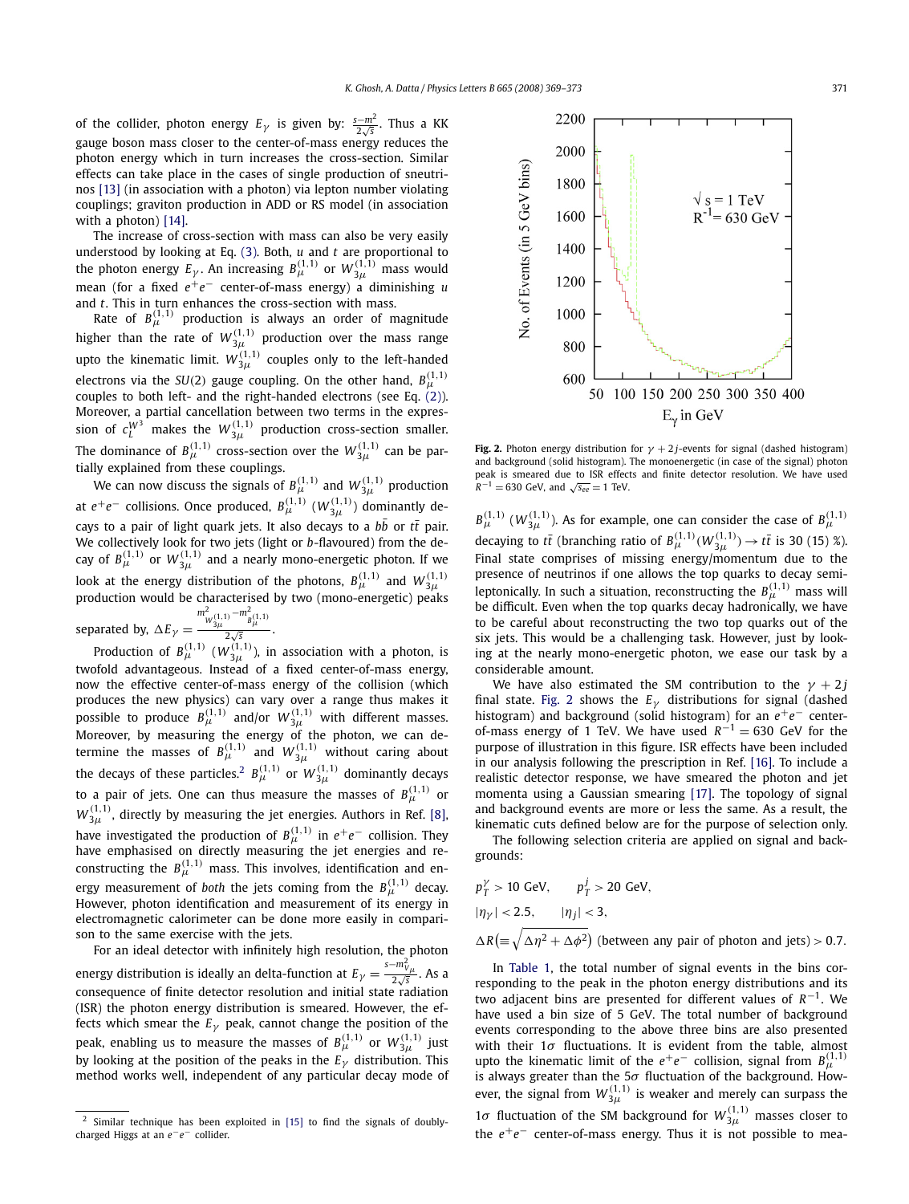of the collider, photon energy $E_\gamma$ is given by: $\frac{s-m^2}{2\sqrt{s}}$. Thus a KK gauge boson mass closer to the center-of-mass energy reduces the photon energy which in turn increases the cross-section. Similar effects can take place in the cases of single production of sneutrinos [13] (in association with a photon) via lepton number violating couplings; graviton production in ADD or RS model (in association with a photon) [14].

The increase of cross-section with mass can also be very easily understood by looking at Eq. (3). Both, $u$ and $t$ are proportional to the photon energy $E_\gamma$. An increasing $B_\mu^{(1,1)}$ or $W_{3\mu}^{(1,1)}$ mass would mean (for a fixed $e^+e^-$ center-of-mass energy) a diminishing $u$ and $t$. This in turn enhances the cross-section with mass.

Rate of $B_\mu^{(1,1)}$ production is always an order of magnitude higher than the rate of $W_{3\mu}^{(1,1)}$ production over the mass range upto the kinematic limit. $W_{3\mu}^{(1,1)}$ couples only to the left-handed electrons via the $SU(2)$ gauge coupling. On the other hand, $B_\mu^{(1,1)}$ couples to both left- and the right-handed electrons (see Eq. (2)). Moreover, a partial cancellation between two terms in the expression of $c_L^{W^3}$ makes the $W_{3\mu}^{(1,1)}$ production cross-section smaller. The dominance of $B_\mu^{(1,1)}$ cross-section over the $W_{3\mu}^{(1,1)}$ can be partially explained from these couplings.

We can now discuss the signals of $B_\mu^{(1,1)}$ and $W_{3\mu}^{(1,1)}$ production at $e^+e^-$ collisions. Once produced, $B_\mu^{(1,1)}$ ($W_{3\mu}^{(1,1)}$) dominantly decays to a pair of light quark jets. It also decays to a $b\bar{b}$ or $t\bar{t}$ pair. We collectively look for two jets (light or $b$-flavoured) from the decay of $B_\mu^{(1,1)}$ or $W_{3\mu}^{(1,1)}$ and a nearly mono-energetic photon. If we look at the energy distribution of the photons, $B_\mu^{(1,1)}$ and $W_{3\mu}^{(1,1)}$ production would be characterised by two (mono-energetic) peaks separated by, $\Delta E_\gamma = \frac{m^2_{W_{3\mu}^{(1,1)}} - m^2_{B_\mu^{(1,1)}}}{2\sqrt{s}}$.

Production of $B_\mu^{(1,1)}$ ($W_{3\mu}^{(1,1)}$), in association with a photon, is twofold advantageous. Instead of a fixed center-of-mass energy, now the effective center-of-mass energy of the collision (which produces the new physics) can vary over a range thus makes it possible to produce $B_\mu^{(1,1)}$ and/or $W_{3\mu}^{(1,1)}$ with different masses. Moreover, by measuring the energy of the photon, we can determine the masses of $B_\mu^{(1,1)}$ and $W_{3\mu}^{(1,1)}$ without caring about the decays of these particles.[2] $B_\mu^{(1,1)}$ or $W_{3\mu}^{(1,1)}$ dominantly decays to a pair of jets. One can thus measure the masses of $B_\mu^{(1,1)}$ or $W_{3\mu}^{(1,1)}$, directly by measuring the jet energies. Authors in Ref. [8], have investigated the production of $B_\mu^{(1,1)}$ in $e^+e^-$ collision. They have emphasised on directly measuring the jet energies and reconstructing the $B_\mu^{(1,1)}$ mass. This involves, identification and energy measurement of *both* the jets coming from the $B_\mu^{(1,1)}$ decay. However, photon identification and measurement of its energy in electromagnetic calorimeter can be done more easily in comparison to the same exercise with the jets.

For an ideal detector with infinitely high resolution, the photon energy distribution is ideally an delta-function at $E_\gamma = \frac{s-m^2_{V_\mu}}{2\sqrt{s}}$. As a consequence of finite detector resolution and initial state radiation (ISR) the photon energy distribution is smeared. However, the effects which smear the $E_\gamma$ peak, cannot change the position of the peak, enabling us to measure the masses of $B_\mu^{(1,1)}$ or $W_{3\mu}^{(1,1)}$ just by looking at the position of the peaks in the $E_\gamma$ distribution. This method works well, independent of any particular decay mode of $B_\mu^{(1,1)}$ ($W_{3\mu}^{(1,1)}$). As for example, one can consider the case of $B_\mu^{(1,1)}$ decaying to $t\bar{t}$ (branching ratio of $B_\mu^{(1,1)}(W_{3\mu}^{(1,1)}) \to t\bar{t}$ is 30 (15) %). Final state comprises of missing energy/momentum due to the presence of neutrinos if one allows the top quarks to decay semi-leptonically. In such a situation, reconstructing the $B_\mu^{(1,1)}$ mass will be difficult. Even when the top quarks decay hadronically, we have to be careful about reconstructing the two top quarks out of the six jets. This would be a challenging task. However, just by looking at the nearly mono-energetic photon, we ease our task by a considerable amount.

[2] Similar technique has been exploited in [15] to find the signals of doubly-charged Higgs at an $e^-e^-$ collider.

Fig. 2. Photon energy distribution for $\gamma + 2j$-events for signal (dashed histogram) and background (solid histogram). The monoenergetic (in case of the signal) photon peak is smeared due to ISR effects and finite detector resolution. We have used $R^{-1} = 630$ GeV, and $\sqrt{s_{ee}} = 1$ TeV.

We have also estimated the SM contribution to the $\gamma + 2j$ final state. Fig. 2 shows the $E_\gamma$ distributions for signal (dashed histogram) and background (solid histogram) for an $e^+e^-$ center-of-mass energy of 1 TeV. We have used $R^{-1} = 630$ GeV for the purpose of illustration in this figure. ISR effects have been included in our analysis following the prescription in Ref. [16]. To include a realistic detector response, we have smeared the photon and jet momenta using a Gaussian smearing [17]. The topology of signal and background events are more or less the same. As a result, the kinematic cuts defined below are for the purpose of selection only.

The following selection criteria are applied on signal and backgrounds:

$$p_T^\gamma > 10\ \text{GeV}, \qquad p_T^j > 20\ \text{GeV},$$

$$|\eta_\gamma| < 2.5, \qquad |\eta_j| < 3,$$

$$\Delta R\left(\equiv \sqrt{\Delta\eta^2 + \Delta\phi^2}\right) \text{ (between any pair of photon and jets)} > 0.7.$$

In Table 1, the total number of signal events in the bins corresponding to the peak in the photon energy distributions and its two adjacent bins are presented for different values of $R^{-1}$. We have used a bin size of 5 GeV. The total number of background events corresponding to the above three bins are also presented with their $1\sigma$ fluctuations. It is evident from the table, almost upto the kinematic limit of the $e^+e^-$ collision, signal from $B_\mu^{(1,1)}$ is always greater than the $5\sigma$ fluctuation of the background. However, the signal from $W_{3\mu}^{(1,1)}$ is weaker and merely can surpass the $1\sigma$ fluctuation of the SM background for $W_{3\mu}^{(1,1)}$ masses closer to the $e^+e^-$ center-of-mass energy. Thus it is not possible to mea-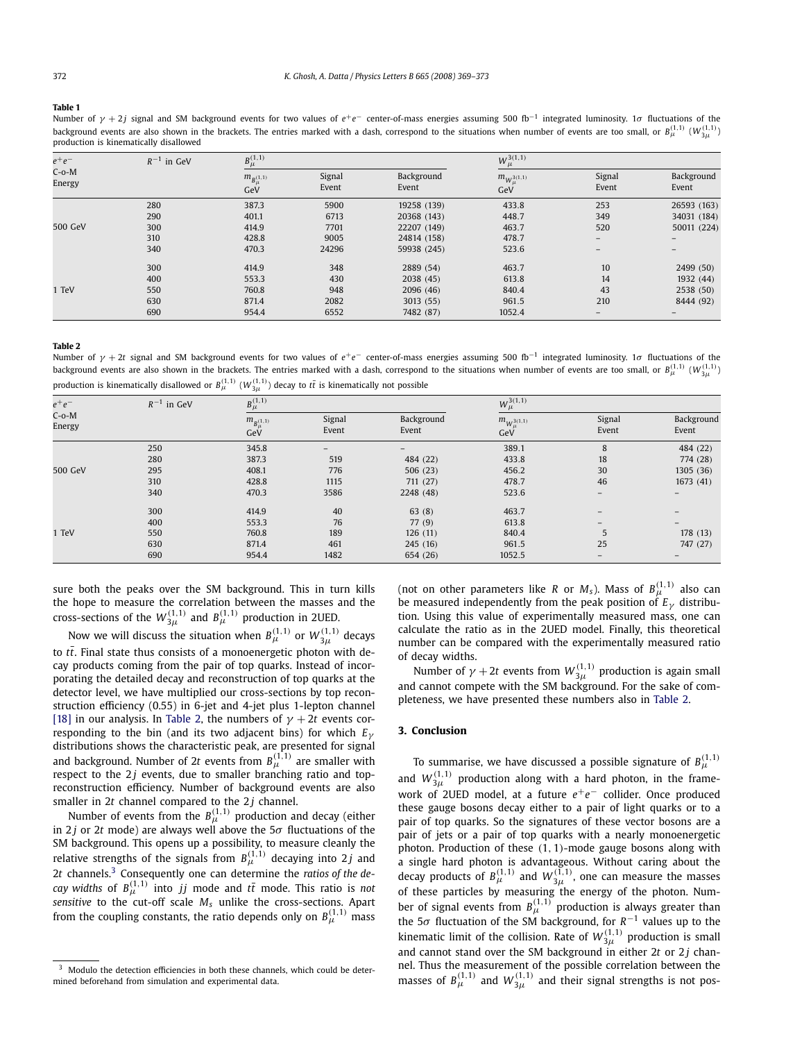**Table 1**

Number of $\gamma + 2j$ signal and SM background events for two values of $e^+e^-$ center-of-mass energies assuming 500 fb$^{-1}$ integrated luminosity. 1$\sigma$ fluctuations of the background events are also shown in the brackets. The entries marked with a dash, correspond to the situations when number of events are too small, or $B_\mu^{(1,1)}$ ($W_{3\mu}^{(1,1)}$) production is kinematically disallowed

| $e^+e^-$ C-o-M Energy | $R^{-1}$ in GeV | $B_\mu^{(1,1)}$ | | | $W_\mu^{3(1,1)}$ | | |
|---|---|---|---|---|---|---|---|
| | | $m_{B_\mu^{(1,1)}}$ GeV | Signal Event | Background Event | $m_{W_\mu^{3(1,1)}}$ GeV | Signal Event | Background Event |
| 500 GeV | 280 | 387.3 | 5900 | 19258 (139) | 433.8 | 253 | 26593 (163) |
| | 290 | 401.1 | 6713 | 20368 (143) | 448.7 | 349 | 34031 (184) |
| | 300 | 414.9 | 7701 | 22207 (149) | 463.7 | 520 | 50011 (224) |
| | 310 | 428.8 | 9005 | 24814 (158) | 478.7 | – | – |
| | 340 | 470.3 | 24296 | 59938 (245) | 523.6 | – | – |
| 1 TeV | 300 | 414.9 | 348 | 2889 (54) | 463.7 | 10 | 2499 (50) |
| | 400 | 553.3 | 430 | 2038 (45) | 613.8 | 14 | 1932 (44) |
| | 550 | 760.8 | 948 | 2096 (46) | 840.4 | 43 | 2538 (50) |
| | 630 | 871.4 | 2082 | 3013 (55) | 961.5 | 210 | 8444 (92) |
| | 690 | 954.4 | 6552 | 7482 (87) | 1052.4 | – | – |

**Table 2**

Number of $\gamma + 2t$ signal and SM background events for two values of $e^+e^-$ center-of-mass energies assuming 500 fb$^{-1}$ integrated luminosity. 1$\sigma$ fluctuations of the background events are also shown in the brackets. The entries marked with a dash, correspond to the situations when number of events are too small, or $B_\mu^{(1,1)}$ ($W_{3\mu}^{(1,1)}$) production is kinematically disallowed or $B_\mu^{(1,1)}$ ($W_{3\mu}^{(1,1)}$) decay to $t\bar{t}$ is kinematically not possible

| $e^+e^-$ C-o-M Energy | $R^{-1}$ in GeV | $B_\mu^{(1,1)}$ | | | $W_\mu^{3(1,1)}$ | | |
|---|---|---|---|---|---|---|---|
| | | $m_{B_\mu^{(1,1)}}$ GeV | Signal Event | Background Event | $m_{W_\mu^{3(1,1)}}$ GeV | Signal Event | Background Event |
| 500 GeV | 250 | 345.8 | – | – | 389.1 | 8 | 484 (22) |
| | 280 | 387.3 | 519 | 484 (22) | 433.8 | 18 | 774 (28) |
| | 295 | 408.1 | 776 | 506 (23) | 456.2 | 30 | 1305 (36) |
| | 310 | 428.8 | 1115 | 711 (27) | 478.7 | 46 | 1673 (41) |
| | 340 | 470.3 | 3586 | 2248 (48) | 523.6 | – | – |
| 1 TeV | 300 | 414.9 | 40 | 63 (8) | 463.7 | – | – |
| | 400 | 553.3 | 76 | 77 (9) | 613.8 | – | – |
| | 550 | 760.8 | 189 | 126 (11) | 840.4 | 5 | 178 (13) |
| | 630 | 871.4 | 461 | 245 (16) | 961.5 | 25 | 747 (27) |
| | 690 | 954.4 | 1482 | 654 (26) | 1052.5 | – | – |

sure both the peaks over the SM background. This in turn kills the hope to measure the correlation between the masses and the cross-sections of the $W_{3\mu}^{(1,1)}$ and $B_\mu^{(1,1)}$ production in 2UED.

Now we will discuss the situation when $B_\mu^{(1,1)}$ or $W_{3\mu}^{(1,1)}$ decays to $t\bar{t}$. Final state thus consists of a monoenergetic photon with decay products coming from the pair of top quarks. Instead of incorporating the detailed decay and reconstruction of top quarks at the detector level, we have multiplied our cross-sections by top reconstruction efficiency (0.55) in 6-jet and 4-jet plus 1-lepton channel [18] in our analysis. In Table 2, the numbers of $\gamma + 2t$ events corresponding to the bin (and its two adjacent bins) for which $E_\gamma$ distributions shows the characteristic peak, are presented for signal and background. Number of $2t$ events from $B_\mu^{(1,1)}$ are smaller with respect to the $2j$ events, due to smaller branching ratio and top-reconstruction efficiency. Number of background events are also smaller in $2t$ channel compared to the $2j$ channel.

Number of events from the $B_\mu^{(1,1)}$ production and decay (either in $2j$ or $2t$ mode) are always well above the 5$\sigma$ fluctuations of the SM background. This opens up a possibility, to measure cleanly the relative strengths of the signals from $B_\mu^{(1,1)}$ decaying into $2j$ and $2t$ channels.[3] Consequently one can determine the *ratios of the decay widths* of $B_\mu^{(1,1)}$ into $jj$ mode and $t\bar{t}$ mode. This ratio is *not sensitive* to the cut-off scale $M_s$ unlike the cross-sections. Apart from the coupling constants, the ratio depends only on $B_\mu^{(1,1)}$ mass (not on other parameters like $R$ or $M_s$). Mass of $B_\mu^{(1,1)}$ also can be measured independently from the peak position of $E_\gamma$ distribution. Using this value of experimentally measured mass, one can calculate the ratio as in the 2UED model. Finally, this theoretical number can be compared with the experimentally measured ratio of decay widths.

Number of $\gamma + 2t$ events from $W_{3\mu}^{(1,1)}$ production is again small and cannot compete with the SM background. For the sake of completeness, we have presented these numbers also in Table 2.

## 3. Conclusion

To summarise, we have discussed a possible signature of $B_\mu^{(1,1)}$ and $W_{3\mu}^{(1,1)}$ production along with a hard photon, in the framework of 2UED model, at a future $e^+e^-$ collider. Once produced these gauge bosons decay either to a pair of light quarks or to a pair of top quarks. So the signatures of these vector bosons are a pair of jets or a pair of top quarks with a nearly monoenergetic photon. Production of these (1, 1)-mode gauge bosons along with a single hard photon is advantageous. Without caring about the decay products of $B_\mu^{(1,1)}$ and $W_{3\mu}^{(1,1)}$, one can measure the masses of these particles by measuring the energy of the photon. Number of signal events from $B_\mu^{(1,1)}$ production is always greater than the 5$\sigma$ fluctuation of the SM background, for $R^{-1}$ values up to the kinematic limit of the collision. Rate of $W_{3\mu}^{(1,1)}$ production is small and cannot stand over the SM background in either $2t$ or $2j$ channel. Thus the measurement of the possible correlation between the masses of $B_\mu^{(1,1)}$ and $W_{3\mu}^{(1,1)}$ and their signal strengths is not pos-

[3] Modulo the detection efficiencies in both these channels, which could be determined beforehand from simulation and experimental data.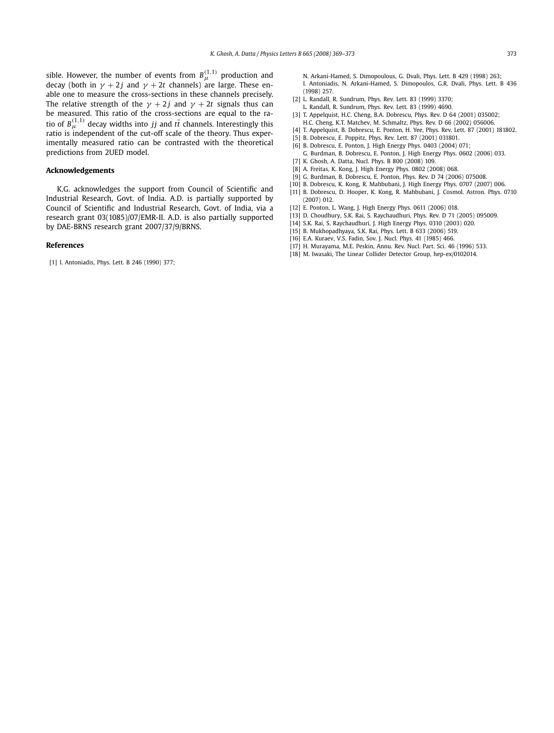sible. However, the number of events from $B_\mu^{(1,1)}$ production and decay (both in $\gamma + 2j$ and $\gamma + 2t$ channels) are large. These enable one to measure the cross-sections in these channels precisely. The relative strength of the $\gamma + 2j$ and $\gamma + 2t$ signals thus can be measured. This ratio of the cross-sections are equal to the ratio of $B_\mu^{(1,1)}$ decay widths into $jj$ and $t\bar{t}$ channels. Interestingly this ratio is independent of the cut-off scale of the theory. Thus experimentally measured ratio can be contrasted with the theoretical predictions from 2UED model.

## Acknowledgements

K.G. acknowledges the support from Council of Scientific and Industrial Research, Govt. of India. A.D. is partially supported by Council of Scientific and Industrial Research, Govt. of India, via a research grant 03(1085)/07/EMR-II. A.D. is also partially supported by DAE-BRNS research grant 2007/37/9/BRNS.

## References

[1] I. Antoniadis, Phys. Lett. B 246 (1990) 377;
N. Arkani-Hamed, S. Dimopoulous, G. Dvali, Phys. Lett. B 429 (1998) 263;
I. Antoniadis, N. Arkani-Hamed, S. Dimopoulos, G.R. Dvali, Phys. Lett. B 436 (1998) 257.

[2] L. Randall, R. Sundrum, Phys. Rev. Lett. 83 (1999) 3370;
L. Randall, R. Sundrum, Phys. Rev. Lett. 83 (1999) 4690.

[3] T. Appelquist, H.C. Cheng, B.A. Dobrescu, Phys. Rev. D 64 (2001) 035002;
H.C. Cheng, K.T. Matchev, M. Schmaltz, Phys. Rev. D 66 (2002) 056006.

[4] T. Appelquist, B. Dobrescu, E. Ponton, H. Yee, Phys. Rev. Lett. 87 (2001) 181802.

[5] B. Dobrescu, E. Poppitz, Phys. Rev. Lett. 87 (2001) 031801.

[6] B. Dobrescu, E. Ponton, J. High Energy Phys. 0403 (2004) 071;
G. Burdman, B. Dobrescu, E. Ponton, J. High Energy Phys. 0602 (2006) 033.

[7] K. Ghosh, A. Datta, Nucl. Phys. B 800 (2008) 109.

[8] A. Freitas, K. Kong, J. High Energy Phys. 0802 (2008) 068.

[9] G. Burdman, B. Dobrescu, E. Ponton, Phys. Rev. D 74 (2006) 075008.

[10] B. Dobrescu, K. Kong, R. Mahbubani, J. High Energy Phys. 0707 (2007) 006.

[11] B. Dobrescu, D. Hooper, K. Kong, R. Mahbubani, J. Cosmol. Astron. Phys. 0710 (2007) 012.

[12] E. Ponton, L. Wang, J. High Energy Phys. 0611 (2006) 018.

[13] D. Choudhury, S.K. Rai, S. Raychaudhuri, Phys. Rev. D 71 (2005) 095009.

[14] S.K. Rai, S. Raychaudhuri, J. High Energy Phys. 0310 (2003) 020.

[15] B. Mukhopadhyaya, S.K. Rai, Phys. Lett. B 633 (2006) 519.

[16] E.A. Kuraev, V.S. Fadin, Sov. J. Nucl. Phys. 41 (1985) 466.

[17] H. Murayama, M.E. Peskin, Annu. Rev. Nucl. Part. Sci. 46 (1996) 533.

[18] M. Iwasaki, The Linear Collider Detector Group, hep-ex/0102014.